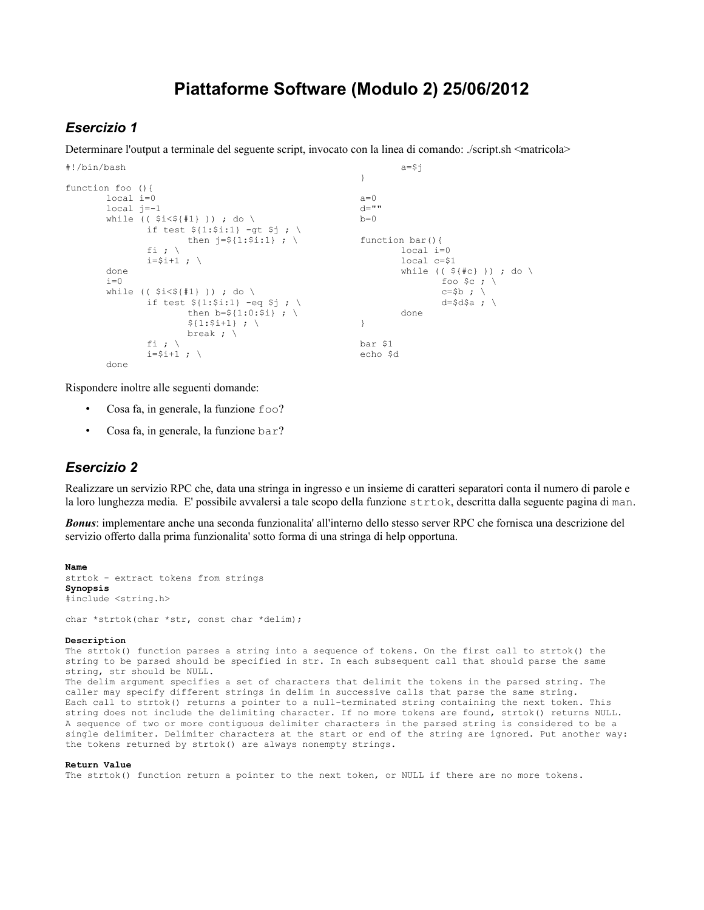# Piattaforme Software (Modulo 2) 25/06/2012

## *Esercizio 1*

Determinare l'output a terminale del seguente script, invocato con la linea di comando: ./script.sh <matricola>

```
#!/bin/bash

function foo (){
        local i=0
        local j=-1
        while (( $i<${#1} )) ; do \
                if test ${1:$i:1} -gt $j ; \
                        then j=${1:$i:1} ; \
                fi ; \
                i=$i+1 ; \
        done
        i=0
        while (( $i<${#1} )) ; do \
                if test ${1:$i:1} -eq $j ; \
                        then b=${1:0:$i} ; \
                        ${1:$i+1} ; \
                        break ; \
                fi ; \
                i=$i+1 ; \
        done
        a=$j
}

a=0
d=""
b=0

function bar(){
        local i=0
        local c=$1
        while (( ${#c} )) ; do \
                foo $c ; \
                c=$b ; \
                d=$d$a ; \
        done
}

bar $1
echo $d
```

Rispondere inoltre alle seguenti domande:

- Cosa fa, in generale, la funzione `foo`?
- Cosa fa, in generale, la funzione `bar`?

## *Esercizio 2*

Realizzare un servizio RPC che, data una stringa in ingresso e un insieme di caratteri separatori conta il numero di parole e la loro lunghezza media. E' possibile avvalersi a tale scopo della funzione `strtok`, descritta dalla seguente pagina di `man`.

***Bonus***: implementare anche una seconda funzionalita' all'interno dello stesso server RPC che fornisca una descrizione del servizio offerto dalla prima funzionalita' sotto forma di una stringa di help opportuna.

```
Name
strtok - extract tokens from strings
Synopsis
#include <string.h>

char *strtok(char *str, const char *delim);

Description
The strtok() function parses a string into a sequence of tokens. On the first call to strtok() the
string to be parsed should be specified in str. In each subsequent call that should parse the same
string, str should be NULL.
The delim argument specifies a set of characters that delimit the tokens in the parsed string. The
caller may specify different strings in delim in successive calls that parse the same string.
Each call to strtok() returns a pointer to a null-terminated string containing the next token. This
string does not include the delimiting character. If no more tokens are found, strtok() returns NULL.
A sequence of two or more contiguous delimiter characters in the parsed string is considered to be a
single delimiter. Delimiter characters at the start or end of the string are ignored. Put another way:
the tokens returned by strtok() are always nonempty strings.

Return Value
The strtok() function return a pointer to the next token, or NULL if there are no more tokens.
```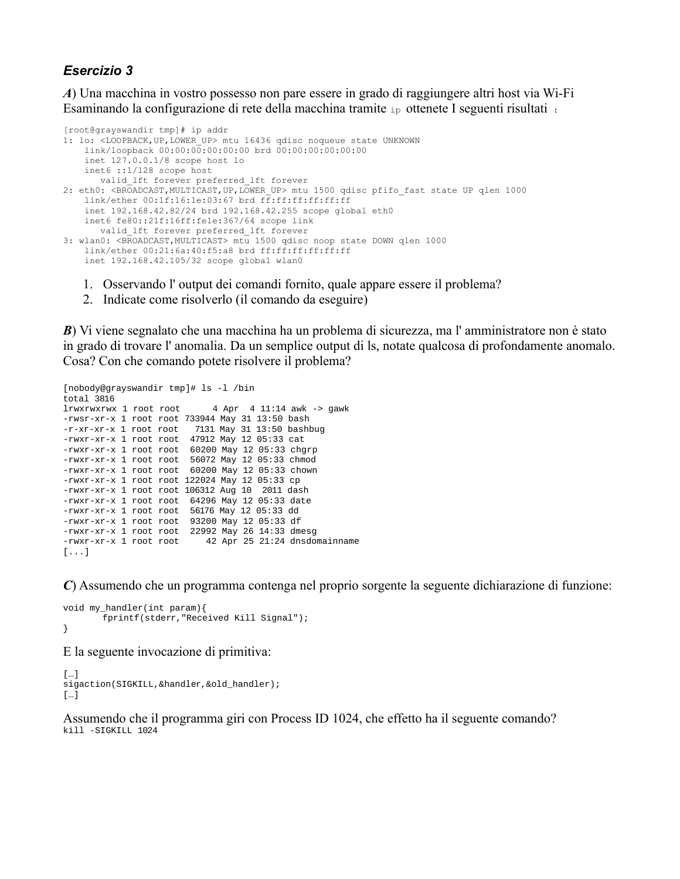### *Esercizio 3*

***A***) Una macchina in vostro possesso non pare essere in grado di raggiungere altri host via Wi-Fi Esaminando la configurazione di rete della macchina tramite `ip` ottenete I seguenti risultati :

```
[root@grayswandir tmp]# ip addr
1: lo: <LOOPBACK,UP,LOWER_UP> mtu 16436 qdisc noqueue state UNKNOWN
    link/loopback 00:00:00:00:00:00 brd 00:00:00:00:00:00
    inet 127.0.0.1/8 scope host lo
    inet6 ::1/128 scope host
       valid_lft forever preferred_lft forever
2: eth0: <BROADCAST,MULTICAST,UP,LOWER_UP> mtu 1500 qdisc pfifo_fast state UP qlen 1000
    link/ether 00:1f:16:1e:03:67 brd ff:ff:ff:ff:ff:ff
    inet 192.168.42.82/24 brd 192.168.42.255 scope global eth0
    inet6 fe80::21f:16ff:fe1e:367/64 scope link
       valid_lft forever preferred_lft forever
3: wlan0: <BROADCAST,MULTICAST> mtu 1500 qdisc noop state DOWN qlen 1000
    link/ether 00:21:6a:40:f5:a8 brd ff:ff:ff:ff:ff:ff
    inet 192.168.42.105/32 scope global wlan0
```

1. Osservando l' output dei comandi fornito, quale appare essere il problema?
2. Indicate come risolverlo (il comando da eseguire)

***B***) Vi viene segnalato che una macchina ha un problema di sicurezza, ma l' amministratore non è stato in grado di trovare l' anomalia. Da un semplice output di ls, notate qualcosa di profondamente anomalo. Cosa? Con che comando potete risolvere il problema?

```
[nobody@grayswandir tmp]# ls -l /bin
total 3816
lrwxrwxrwx 1 root root      4 Apr  4 11:14 awk -> gawk
-rwsr-xr-x 1 root root 733944 May 31 13:50 bash
-r-xr-xr-x 1 root root   7131 May 31 13:50 bashbug
-rwxr-xr-x 1 root root  47912 May 12 05:33 cat
-rwxr-xr-x 1 root root  60200 May 12 05:33 chgrp
-rwxr-xr-x 1 root root  56072 May 12 05:33 chmod
-rwxr-xr-x 1 root root  60200 May 12 05:33 chown
-rwxr-xr-x 1 root root 122024 May 12 05:33 cp
-rwxr-xr-x 1 root root 106312 Aug 10  2011 dash
-rwxr-xr-x 1 root root  64296 May 12 05:33 date
-rwxr-xr-x 1 root root  56176 May 12 05:33 dd
-rwxr-xr-x 1 root root  93200 May 12 05:33 df
-rwxr-xr-x 1 root root  22992 May 26 14:33 dmesg
-rwxr-xr-x 1 root root     42 Apr 25 21:24 dnsdomainname
[...]
```

***C***) Assumendo che un programma contenga nel proprio sorgente la seguente dichiarazione di funzione:

```
void my_handler(int param){
        fprintf(stderr,"Received Kill Signal");
}
```

E la seguente invocazione di primitiva:

```
[…]
sigaction(SIGKILL,&handler,&old_handler);
[…]
```

Assumendo che il programma giri con Process ID 1024, che effetto ha il seguente comando?

```
kill -SIGKILL 1024
```